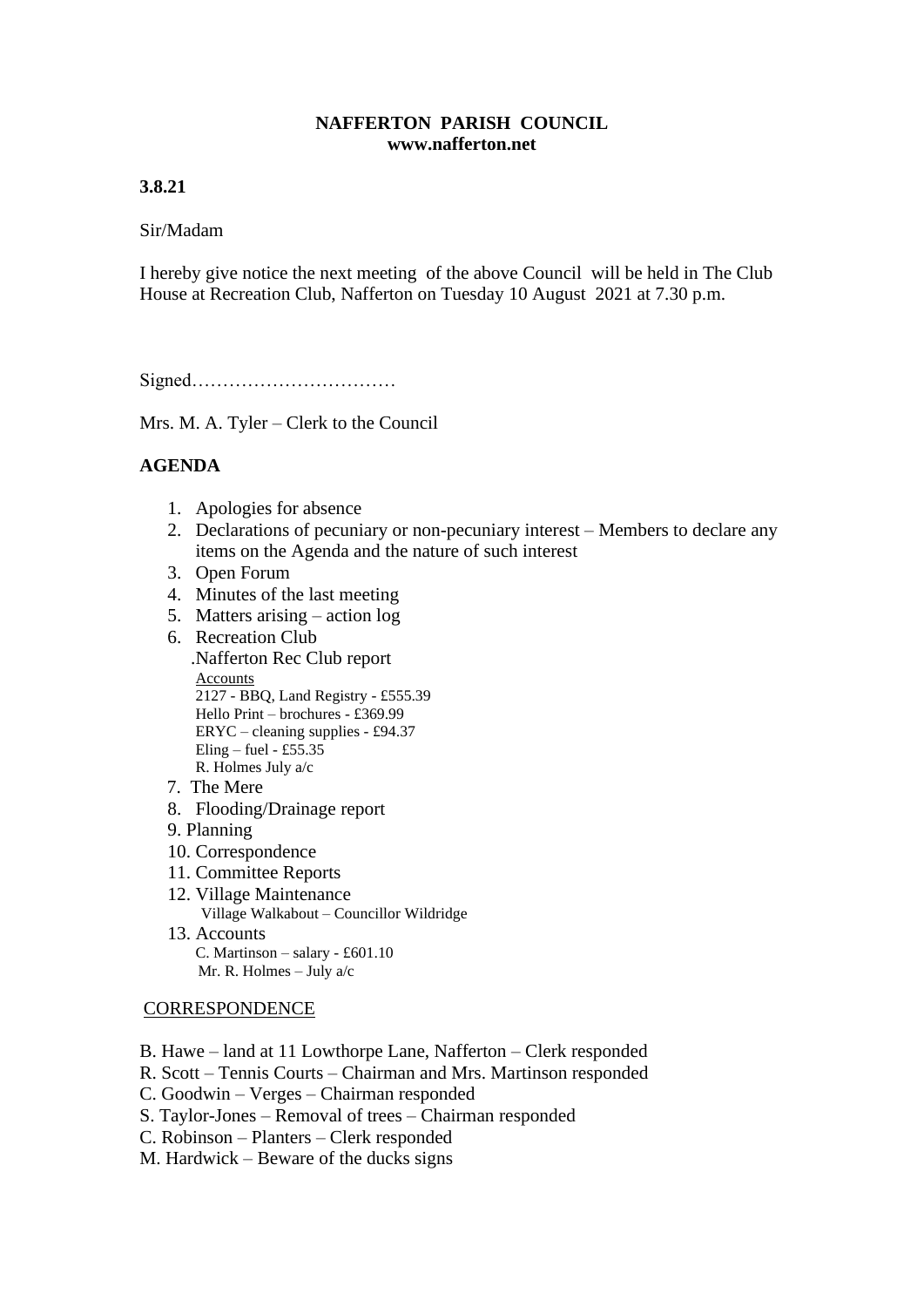**NAFFERTON PARISH COUNCIL**
**www.nafferton.net**

**3.8.21**

Sir/Madam

I hereby give notice the next meeting of the above Council will be held in The Club House at Recreation Club, Nafferton on Tuesday 10 August 2021 at 7.30 p.m.

Signed……………………………

Mrs. M. A. Tyler – Clerk to the Council

## AGENDA

1. Apologies for absence
2. Declarations of pecuniary or non-pecuniary interest – Members to declare any items on the Agenda and the nature of such interest
3. Open Forum
4. Minutes of the last meeting
5. Matters arising – action log
6. Recreation Club
   .Nafferton Rec Club report
   Accounts
   2127 - BBQ, Land Registry - £555.39
   Hello Print – brochures - £369.99
   ERYC – cleaning supplies - £94.37
   Eling – fuel - £55.35
   R. Holmes July a/c
7. The Mere
8. Flooding/Drainage report
9. Planning
10. Correspondence
11. Committee Reports
12. Village Maintenance
    Village Walkabout – Councillor Wildridge
13. Accounts
    C. Martinson – salary - £601.10
    Mr. R. Holmes – July a/c

CORRESPONDENCE

B. Hawe – land at 11 Lowthorpe Lane, Nafferton – Clerk responded
R. Scott – Tennis Courts – Chairman and Mrs. Martinson responded
C. Goodwin – Verges – Chairman responded
S. Taylor-Jones – Removal of trees – Chairman responded
C. Robinson – Planters – Clerk responded
M. Hardwick – Beware of the ducks signs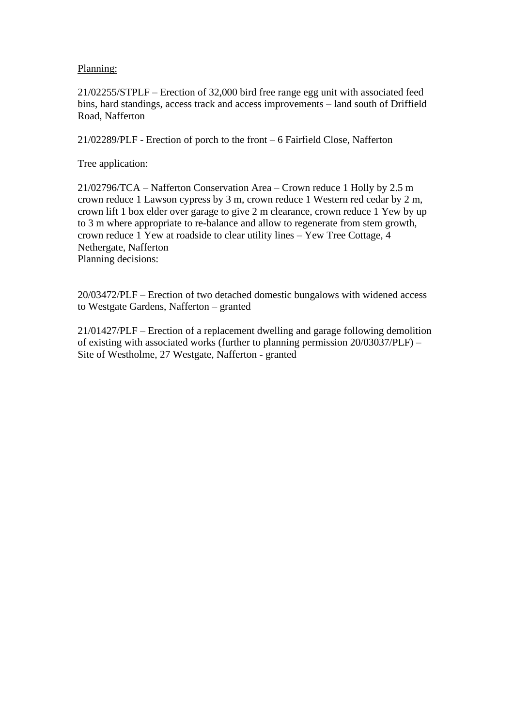Planning:

21/02255/STPLF – Erection of 32,000 bird free range egg unit with associated feed bins, hard standings, access track and access improvements – land south of Driffield Road, Nafferton

21/02289/PLF - Erection of porch to the front – 6 Fairfield Close, Nafferton

Tree application:

21/02796/TCA – Nafferton Conservation Area – Crown reduce 1 Holly by 2.5 m crown reduce 1 Lawson cypress by 3 m, crown reduce 1 Western red cedar by 2 m, crown lift 1 box elder over garage to give 2 m clearance, crown reduce 1 Yew by up to 3 m where appropriate to re-balance and allow to regenerate from stem growth, crown reduce 1 Yew at roadside to clear utility lines – Yew Tree Cottage, 4 Nethergate, Nafferton

Planning decisions:

20/03472/PLF – Erection of two detached domestic bungalows with widened access to Westgate Gardens, Nafferton – granted

21/01427/PLF – Erection of a replacement dwelling and garage following demolition of existing with associated works (further to planning permission 20/03037/PLF) – Site of Westholme, 27 Westgate, Nafferton - granted